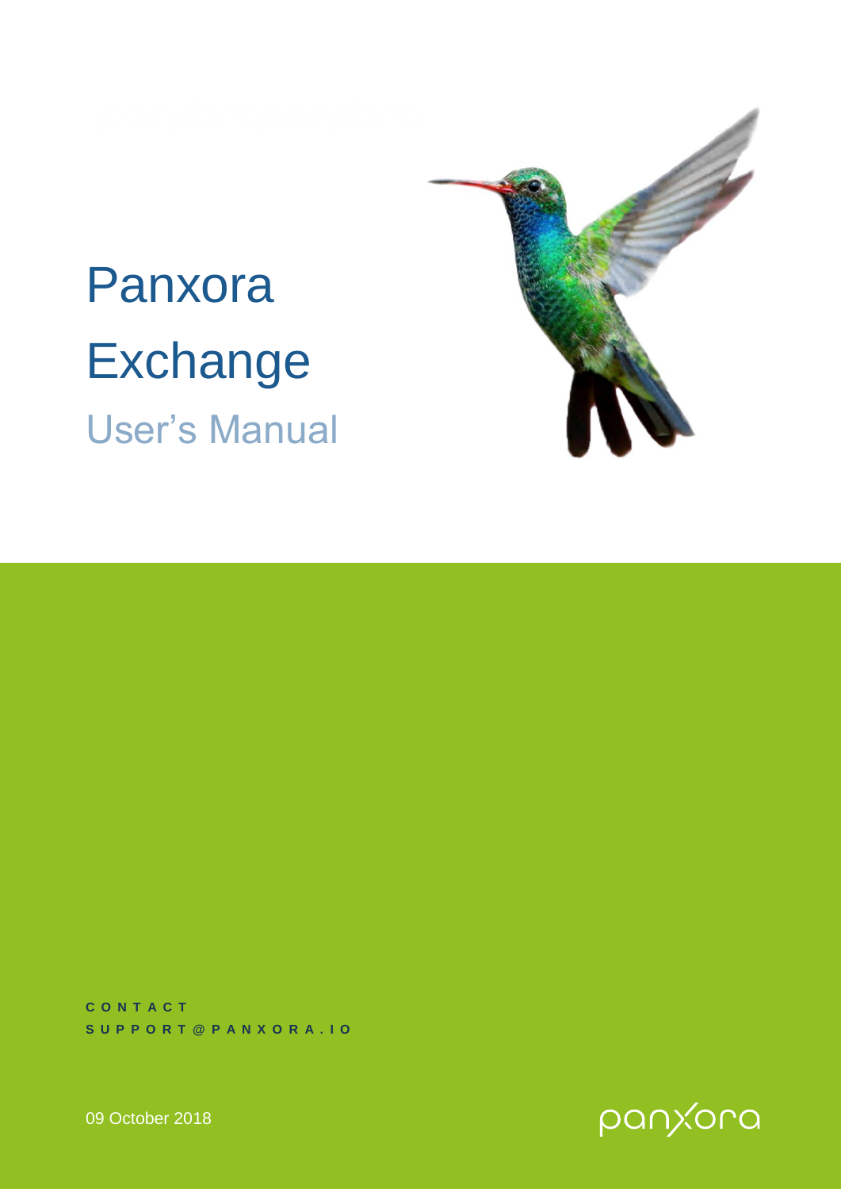# Panxora Exchange

## User's Manual

**CONTACT**
**SUPPORT@PANXORA.IO**

09 October 2018

panxora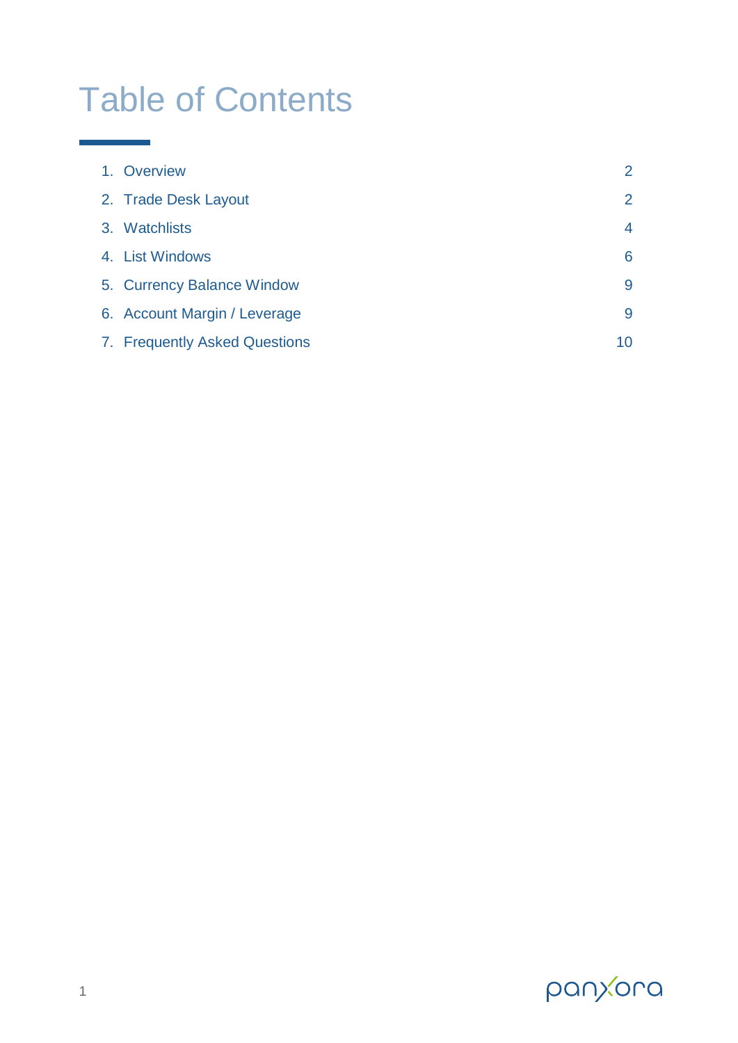# Table of Contents

| | |
|---|---|
| 1. Overview | 2 |
| 2. Trade Desk Layout | 2 |
| 3. Watchlists | 4 |
| 4. List Windows | 6 |
| 5. Currency Balance Window | 9 |
| 6. Account Margin / Leverage | 9 |
| 7. Frequently Asked Questions | 10 |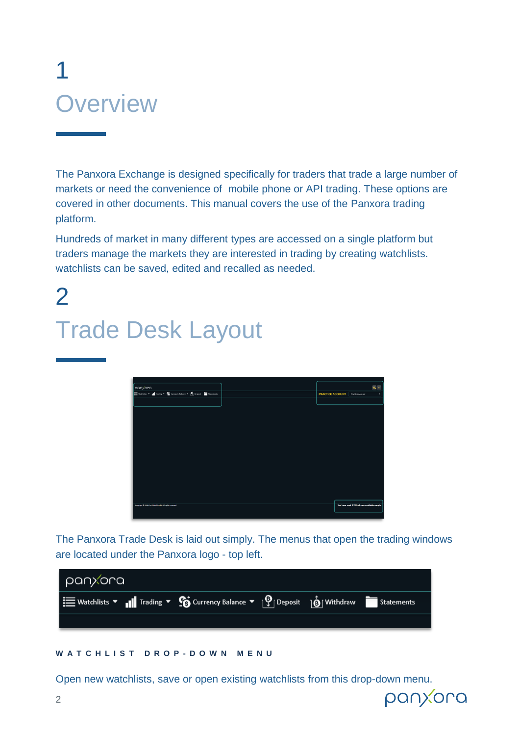# 1 Overview

The Panxora Exchange is designed specifically for traders that trade a large number of markets or need the convenience of mobile phone or API trading. These options are covered in other documents. This manual covers the use of the Panxora trading platform.

Hundreds of market in many different types are accessed on a single platform but traders manage the markets they are interested in trading by creating watchlists. watchlists can be saved, edited and recalled as needed.

# 2 Trade Desk Layout

The Panxora Trade Desk is laid out simply. The menus that open the trading windows are located under the Panxora logo - top left.

### WATCHLIST DROP-DOWN MENU

Open new watchlists, save or open existing watchlists from this drop-down menu.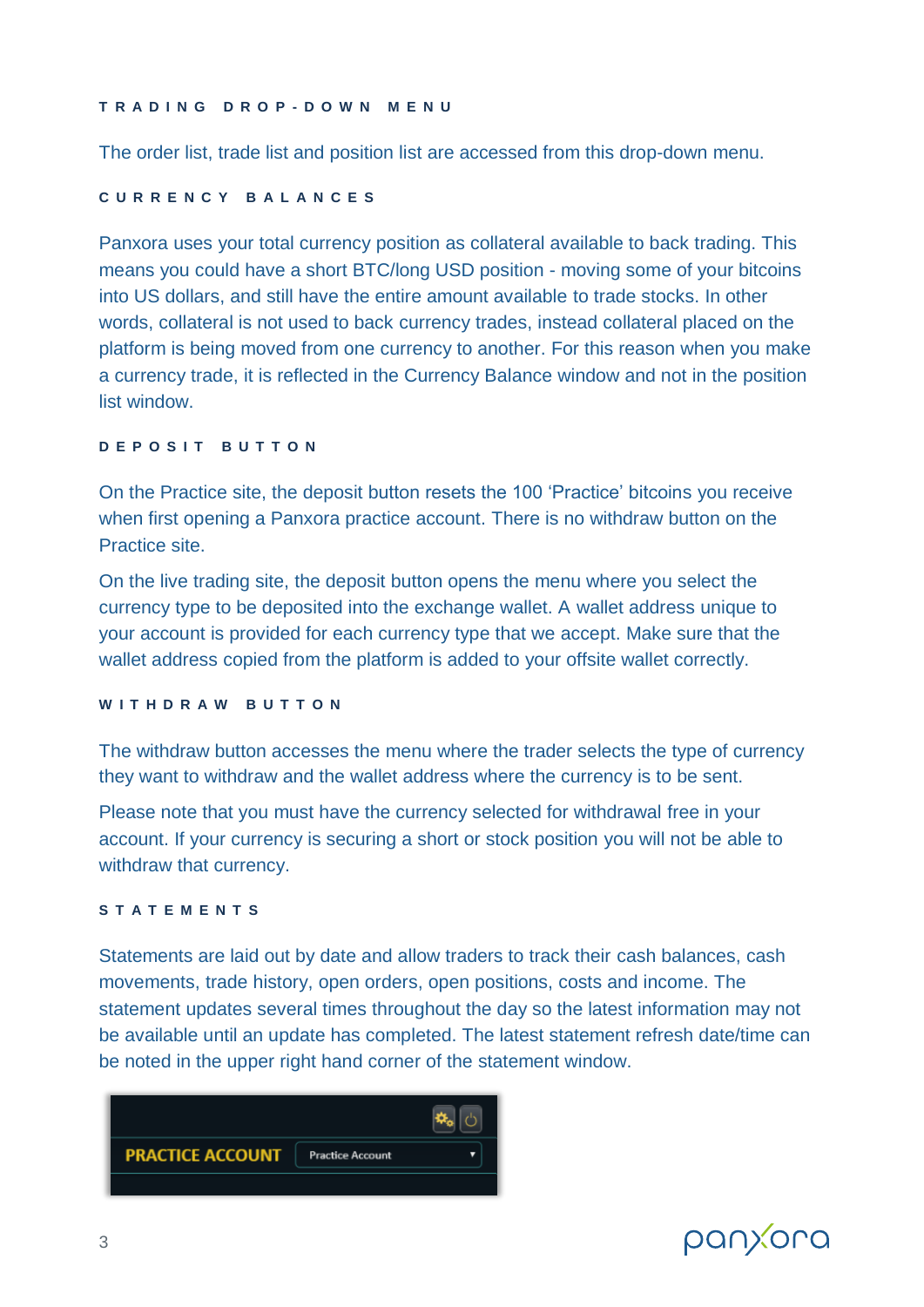## TRADING DROP-DOWN MENU

The order list, trade list and position list are accessed from this drop-down menu.

## CURRENCY BALANCES

Panxora uses your total currency position as collateral available to back trading. This means you could have a short BTC/long USD position - moving some of your bitcoins into US dollars, and still have the entire amount available to trade stocks. In other words, collateral is not used to back currency trades, instead collateral placed on the platform is being moved from one currency to another. For this reason when you make a currency trade, it is reflected in the Currency Balance window and not in the position list window.

## DEPOSIT BUTTON

On the Practice site, the deposit button resets the 100 'Practice' bitcoins you receive when first opening a Panxora practice account. There is no withdraw button on the Practice site.

On the live trading site, the deposit button opens the menu where you select the currency type to be deposited into the exchange wallet. A wallet address unique to your account is provided for each currency type that we accept. Make sure that the wallet address copied from the platform is added to your offsite wallet correctly.

## WITHDRAW BUTTON

The withdraw button accesses the menu where the trader selects the type of currency they want to withdraw and the wallet address where the currency is to be sent.

Please note that you must have the currency selected for withdrawal free in your account. If your currency is securing a short or stock position you will not be able to withdraw that currency.

## STATEMENTS

Statements are laid out by date and allow traders to track their cash balances, cash movements, trade history, open orders, open positions, costs and income. The statement updates several times throughout the day so the latest information may not be available until an update has completed. The latest statement refresh date/time can be noted in the upper right hand corner of the statement window.

PRACTICE ACCOUNT Practice Account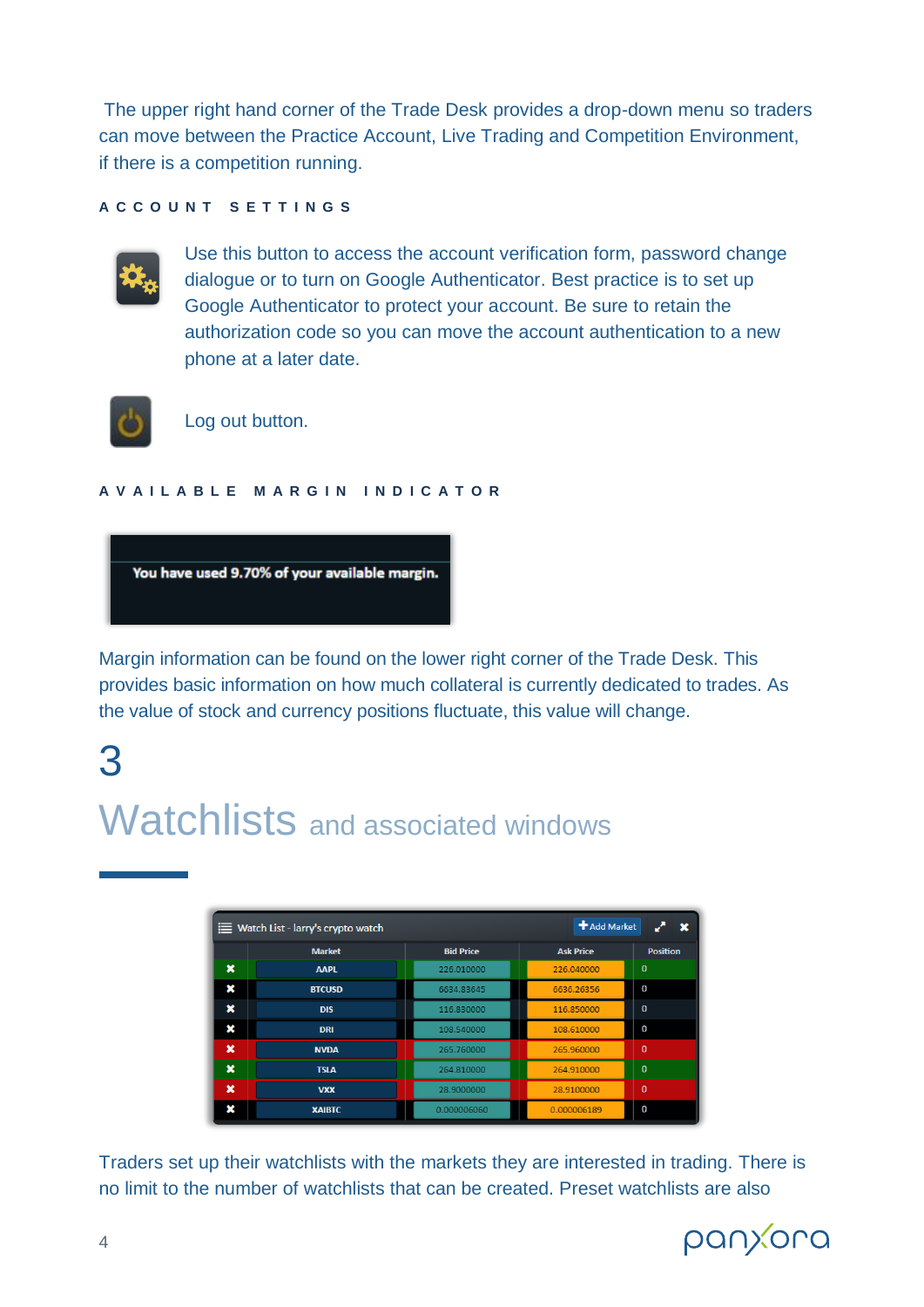The upper right hand corner of the Trade Desk provides a drop-down menu so traders can move between the Practice Account, Live Trading and Competition Environment, if there is a competition running.

### ACCOUNT SETTINGS

Use this button to access the account verification form, password change dialogue or to turn on Google Authenticator. Best practice is to set up Google Authenticator to protect your account. Be sure to retain the authorization code so you can move the account authentication to a new phone at a later date.

Log out button.

### AVAILABLE MARGIN INDICATOR

You have used 9.70% of your available margin.

Margin information can be found on the lower right corner of the Trade Desk. This provides basic information on how much collateral is currently dedicated to trades. As the value of stock and currency positions fluctuate, this value will change.

# 3

# Watchlists and associated windows

Watch List - larry's crypto watch

| | Market | Bid Price | Ask Price | Position |
|---|---|---|---|---|
| ✖ | AAPL | 226.010000 | 226.040000 | 0 |
| ✖ | BTCUSD | 6634.83645 | 6636.26356 | 0 |
| ✖ | DIS | 116.830000 | 116.850000 | 0 |
| ✖ | DRI | 108.540000 | 108.610000 | 0 |
| ✖ | NVDA | 265.760000 | 265.960000 | 0 |
| ✖ | TSLA | 264.810000 | 264.910000 | 0 |
| ✖ | VXX | 28.9000000 | 28.9100000 | 0 |
| ✖ | XAIBTC | 0.000006060 | 0.000006189 | 0 |

Traders set up their watchlists with the markets they are interested in trading. There is no limit to the number of watchlists that can be created. Preset watchlists are also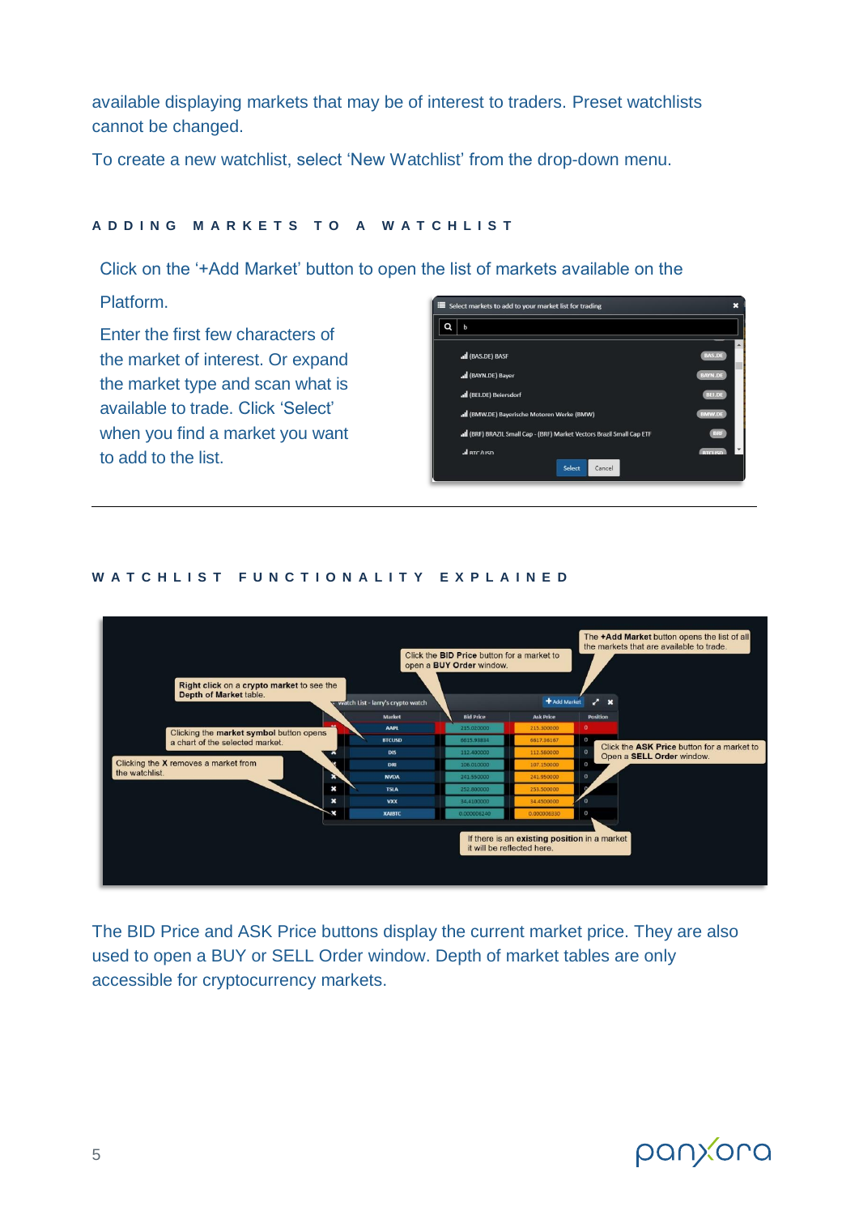available displaying markets that may be of interest to traders. Preset watchlists cannot be changed.

To create a new watchlist, select 'New Watchlist' from the drop-down menu.

## ADDING MARKETS TO A WATCHLIST

Click on the '+Add Market' button to open the list of markets available on the Platform.

Enter the first few characters of the market of interest. Or expand the market type and scan what is available to trade. Click 'Select' when you find a market you want to add to the list.

---

## WATCHLIST FUNCTIONALITY EXPLAINED

The BID Price and ASK Price buttons display the current market price. They are also used to open a BUY or SELL Order window. Depth of market tables are only accessible for cryptocurrency markets.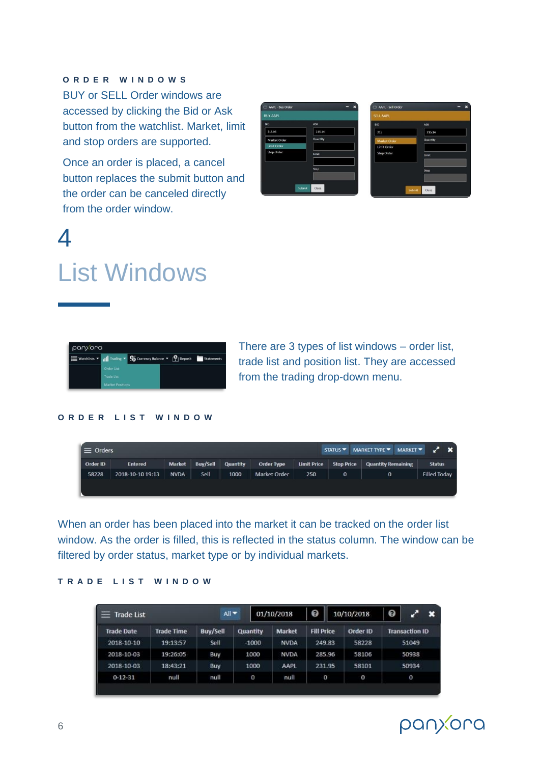### ORDER WINDOWS

BUY or SELL Order windows are accessed by clicking the Bid or Ask button from the watchlist. Market, limit and stop orders are supported.

Once an order is placed, a cancel button replaces the submit button and the order can be canceled directly from the order window.

# 4

# List Windows

There are 3 types of list windows – order list, trade list and position list. They are accessed from the trading drop-down menu.

### ORDER LIST WINDOW

| Order ID | Entered | Market | Buy/Sell | Quantity | Order Type | Limit Price | Stop Price | Quantity Remaining | Status |
|---|---|---|---|---|---|---|---|---|---|
| 58228 | 2018-10-10 19:13 | NVDA | Sell | 1000 | Market Order | 250 | 0 | 0 | Filled Today |

When an order has been placed into the market it can be tracked on the order list window. As the order is filled, this is reflected in the status column. The window can be filtered by order status, market type or by individual markets.

### TRADE LIST WINDOW

| Trade Date | Trade Time | Buy/Sell | Quantity | Market | Fill Price | Order ID | Transaction ID |
|---|---|---|---|---|---|---|---|
| 2018-10-10 | 19:13:57 | Sell | -1000 | NVDA | 249.83 | 58228 | 51049 |
| 2018-10-03 | 19:26:05 | Buy | 1000 | NVDA | 285.96 | 58106 | 50938 |
| 2018-10-03 | 18:43:21 | Buy | 1000 | AAPL | 231.95 | 58101 | 50934 |
| 0-12-31 | null | null | 0 | null | 0 | 0 | 0 |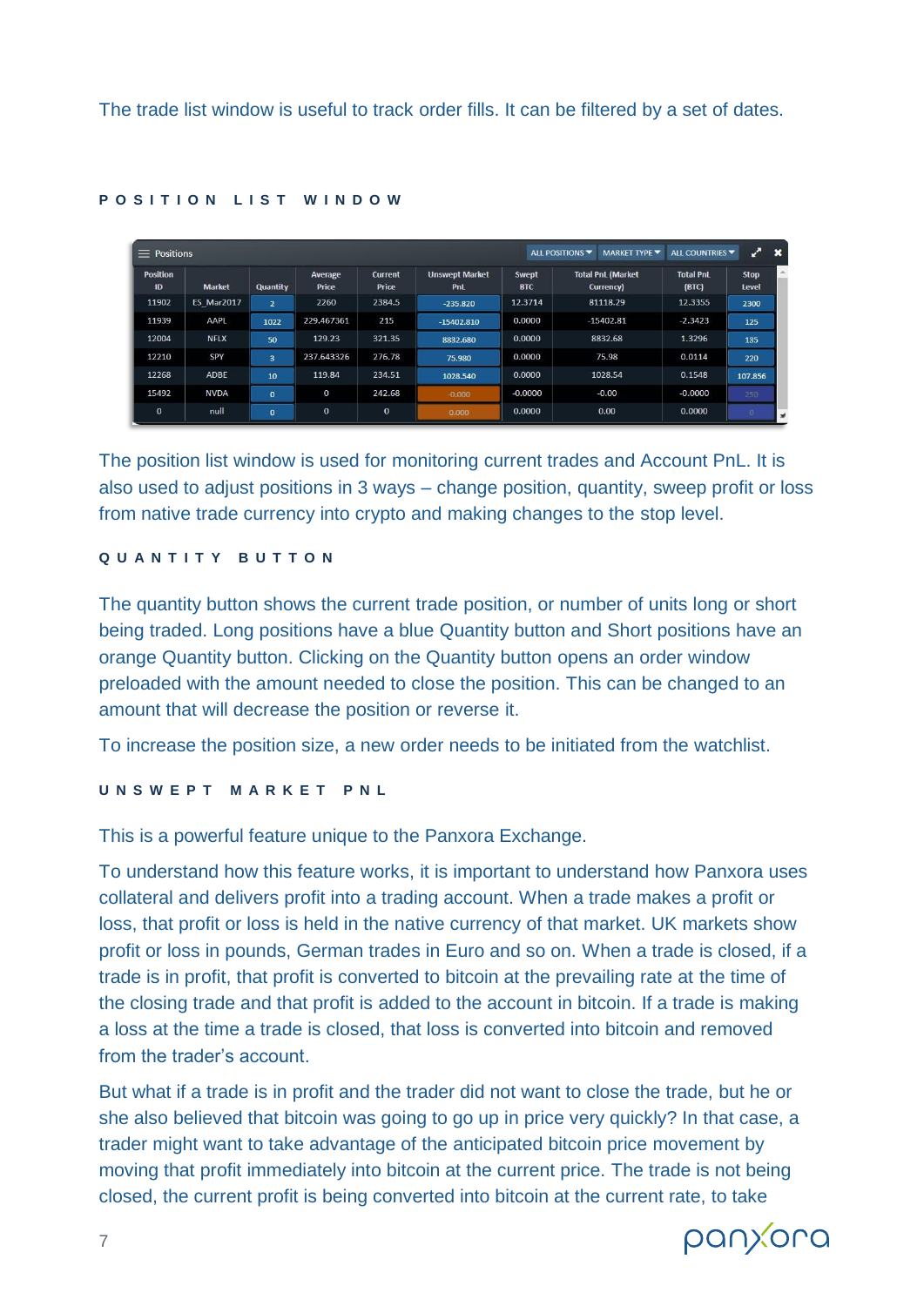The trade list window is useful to track order fills. It can be filtered by a set of dates.

## POSITION LIST WINDOW

| Position ID | Market | Quantity | Average Price | Current Price | Unswept Market PnL | Swept BTC | Total PnL (Market Currency) | Total PnL (BTC) | Stop Level |
|---|---|---|---|---|---|---|---|---|---|
| 11902 | ES_Mar2017 | 2 | 2260 | 2384.5 | -235.820 | 12.3714 | 81118.29 | 12.3355 | 2300 |
| 11939 | AAPL | 1022 | 229.467361 | 215 | -15402.810 | 0.0000 | -15402.81 | -2.3423 | 125 |
| 12004 | NFLX | 50 | 129.23 | 321.35 | 8832.680 | 0.0000 | 8832.68 | 1.3296 | 135 |
| 12210 | SPY | 3 | 237.643326 | 276.78 | 75.980 | 0.0000 | 75.98 | 0.0114 | 220 |
| 12268 | ADBE | 10 | 119.84 | 234.51 | 1028.540 | 0.0000 | 1028.54 | 0.1548 | 107.856 |
| 15492 | NVDA | 0 | 0 | 242.68 | -0.000 | -0.0000 | -0.00 | -0.0000 | 250 |
| 0 | null | 0 | 0 | 0 | 0.000 | 0.0000 | 0.00 | 0.0000 | 0 |

The position list window is used for monitoring current trades and Account PnL. It is also used to adjust positions in 3 ways – change position, quantity, sweep profit or loss from native trade currency into crypto and making changes to the stop level.

## QUANTITY BUTTON

The quantity button shows the current trade position, or number of units long or short being traded. Long positions have a blue Quantity button and Short positions have an orange Quantity button. Clicking on the Quantity button opens an order window preloaded with the amount needed to close the position. This can be changed to an amount that will decrease the position or reverse it.

To increase the position size, a new order needs to be initiated from the watchlist.

## UNSWEPT MARKET PNL

This is a powerful feature unique to the Panxora Exchange.

To understand how this feature works, it is important to understand how Panxora uses collateral and delivers profit into a trading account. When a trade makes a profit or loss, that profit or loss is held in the native currency of that market. UK markets show profit or loss in pounds, German trades in Euro and so on. When a trade is closed, if a trade is in profit, that profit is converted to bitcoin at the prevailing rate at the time of the closing trade and that profit is added to the account in bitcoin. If a trade is making a loss at the time a trade is closed, that loss is converted into bitcoin and removed from the trader's account.

But what if a trade is in profit and the trader did not want to close the trade, but he or she also believed that bitcoin was going to go up in price very quickly? In that case, a trader might want to take advantage of the anticipated bitcoin price movement by moving that profit immediately into bitcoin at the current price. The trade is not being closed, the current profit is being converted into bitcoin at the current rate, to take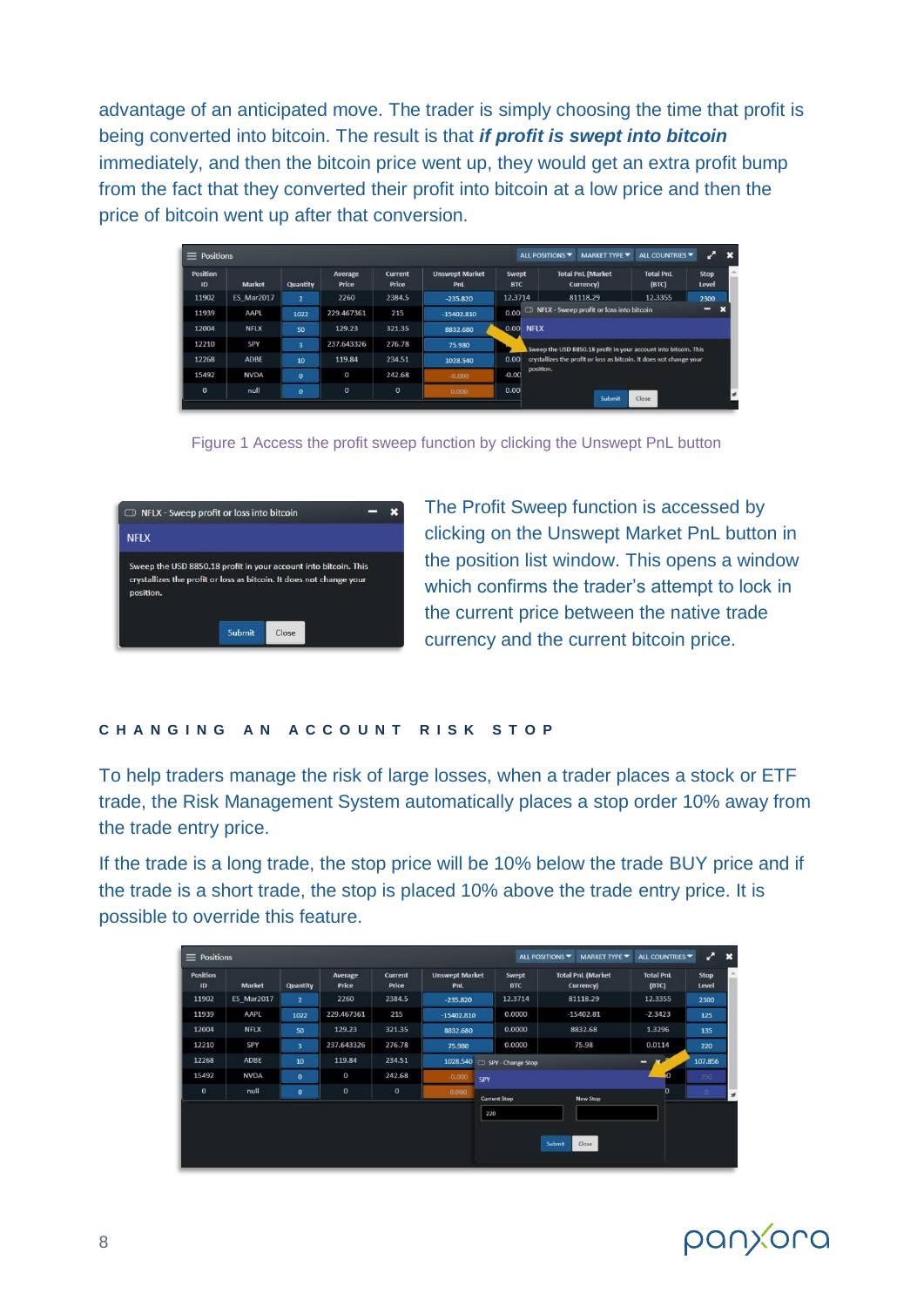advantage of an anticipated move. The trader is simply choosing the time that profit is being converted into bitcoin. The result is that ***if profit is swept into bitcoin*** immediately, and then the bitcoin price went up, they would get an extra profit bump from the fact that they converted their profit into bitcoin at a low price and then the price of bitcoin went up after that conversion.

Figure 1 Access the profit sweep function by clicking the Unswept PnL button

The Profit Sweep function is accessed by clicking on the Unswept Market PnL button in the position list window. This opens a window which confirms the trader's attempt to lock in the current price between the native trade currency and the current bitcoin price.

## CHANGING AN ACCOUNT RISK STOP

To help traders manage the risk of large losses, when a trader places a stock or ETF trade, the Risk Management System automatically places a stop order 10% away from the trade entry price.

If the trade is a long trade, the stop price will be 10% below the trade BUY price and if the trade is a short trade, the stop is placed 10% above the trade entry price. It is possible to override this feature.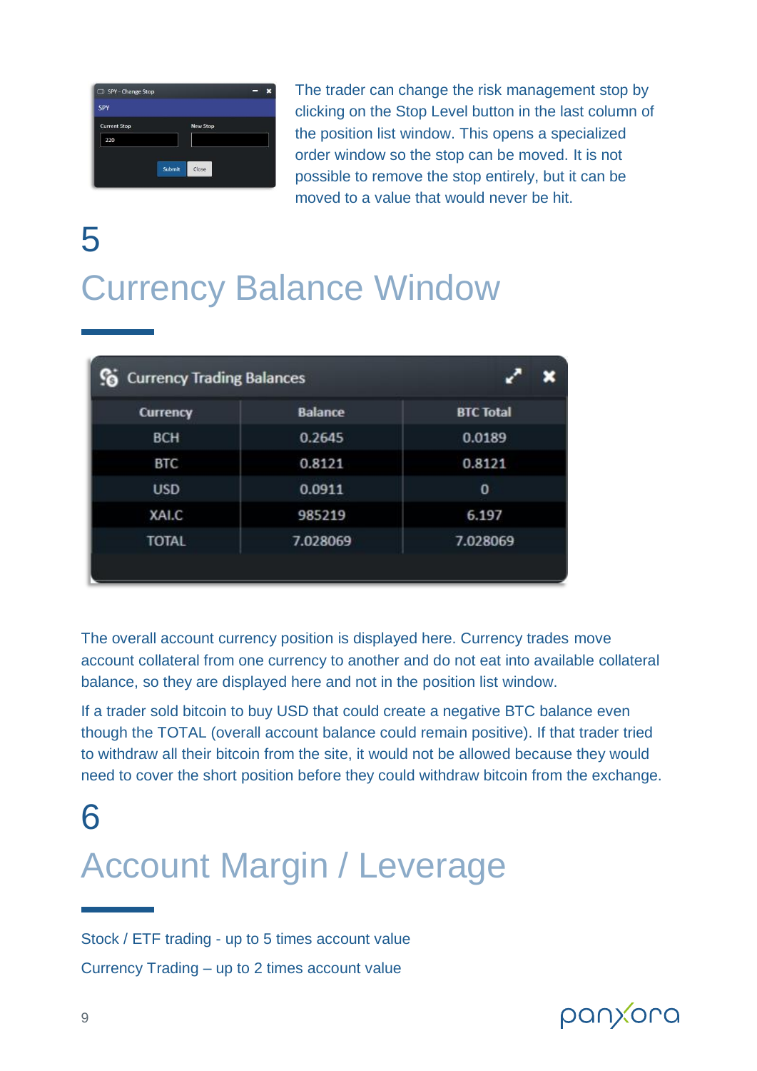The trader can change the risk management stop by clicking on the Stop Level button in the last column of the position list window. This opens a specialized order window so the stop can be moved. It is not possible to remove the stop entirely, but it can be moved to a value that would never be hit.

# 5

# Currency Balance Window

Currency Trading Balances

| Currency | Balance | BTC Total |
|---|---|---|
| BCH | 0.2645 | 0.0189 |
| BTC | 0.8121 | 0.8121 |
| USD | 0.0911 | 0 |
| XAI.C | 985219 | 6.197 |
| TOTAL | 7.028069 | 7.028069 |

The overall account currency position is displayed here. Currency trades move account collateral from one currency to another and do not eat into available collateral balance, so they are displayed here and not in the position list window.

If a trader sold bitcoin to buy USD that could create a negative BTC balance even though the TOTAL (overall account balance could remain positive). If that trader tried to withdraw all their bitcoin from the site, it would not be allowed because they would need to cover the short position before they could withdraw bitcoin from the exchange.

# 6

# Account Margin / Leverage

Stock / ETF trading - up to 5 times account value

Currency Trading – up to 2 times account value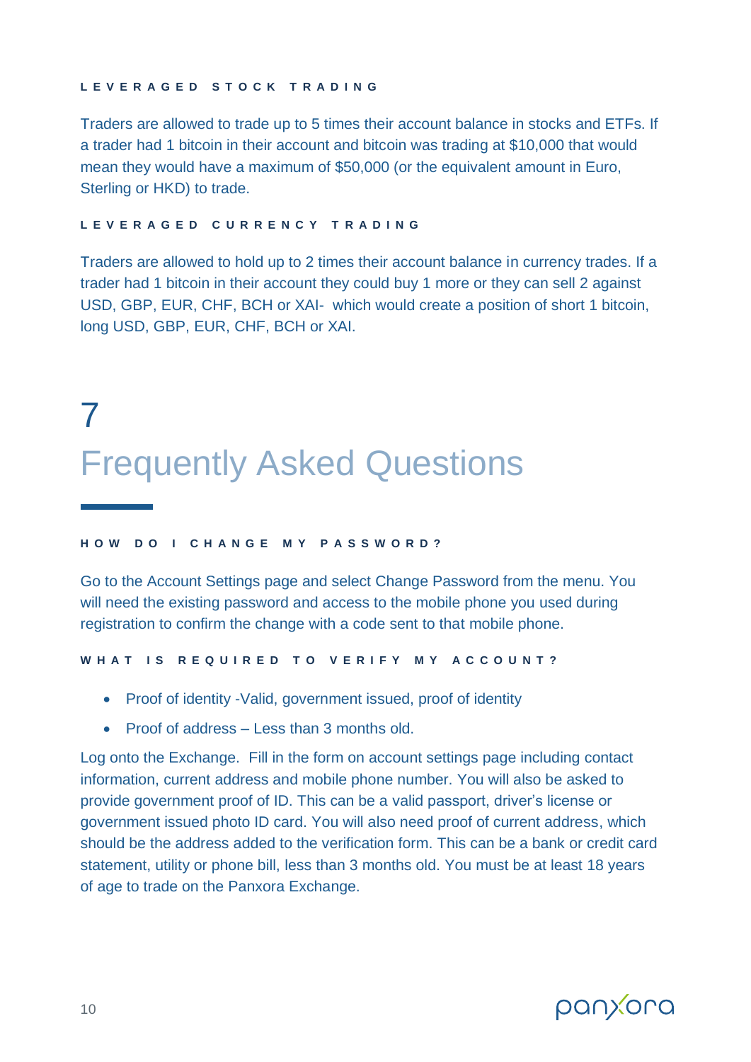#### LEVERAGED STOCK TRADING

Traders are allowed to trade up to 5 times their account balance in stocks and ETFs. If a trader had 1 bitcoin in their account and bitcoin was trading at $10,000 that would mean they would have a maximum of $50,000 (or the equivalent amount in Euro, Sterling or HKD) to trade.

#### LEVERAGED CURRENCY TRADING

Traders are allowed to hold up to 2 times their account balance in currency trades. If a trader had 1 bitcoin in their account they could buy 1 more or they can sell 2 against USD, GBP, EUR, CHF, BCH or XAI- which would create a position of short 1 bitcoin, long USD, GBP, EUR, CHF, BCH or XAI.

# 7 Frequently Asked Questions

#### HOW DO I CHANGE MY PASSWORD?

Go to the Account Settings page and select Change Password from the menu. You will need the existing password and access to the mobile phone you used during registration to confirm the change with a code sent to that mobile phone.

#### WHAT IS REQUIRED TO VERIFY MY ACCOUNT?

- Proof of identity -Valid, government issued, proof of identity
- Proof of address – Less than 3 months old.

Log onto the Exchange. Fill in the form on account settings page including contact information, current address and mobile phone number. You will also be asked to provide government proof of ID. This can be a valid passport, driver's license or government issued photo ID card. You will also need proof of current address, which should be the address added to the verification form. This can be a bank or credit card statement, utility or phone bill, less than 3 months old. You must be at least 18 years of age to trade on the Panxora Exchange.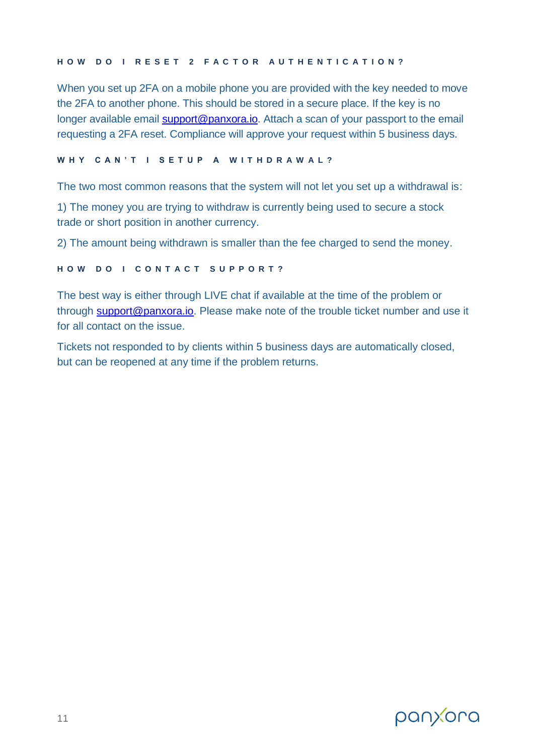### HOW DO I RESET 2 FACTOR AUTHENTICATION?

When you set up 2FA on a mobile phone you are provided with the key needed to move the 2FA to another phone. This should be stored in a secure place. If the key is no longer available email support@panxora.io. Attach a scan of your passport to the email requesting a 2FA reset. Compliance will approve your request within 5 business days.

### WHY CAN'T I SETUP A WITHDRAWAL?

The two most common reasons that the system will not let you set up a withdrawal is:

1) The money you are trying to withdraw is currently being used to secure a stock trade or short position in another currency.

2) The amount being withdrawn is smaller than the fee charged to send the money.

### HOW DO I CONTACT SUPPORT?

The best way is either through LIVE chat if available at the time of the problem or through support@panxora.io. Please make note of the trouble ticket number and use it for all contact on the issue.

Tickets not responded to by clients within 5 business days are automatically closed, but can be reopened at any time if the problem returns.